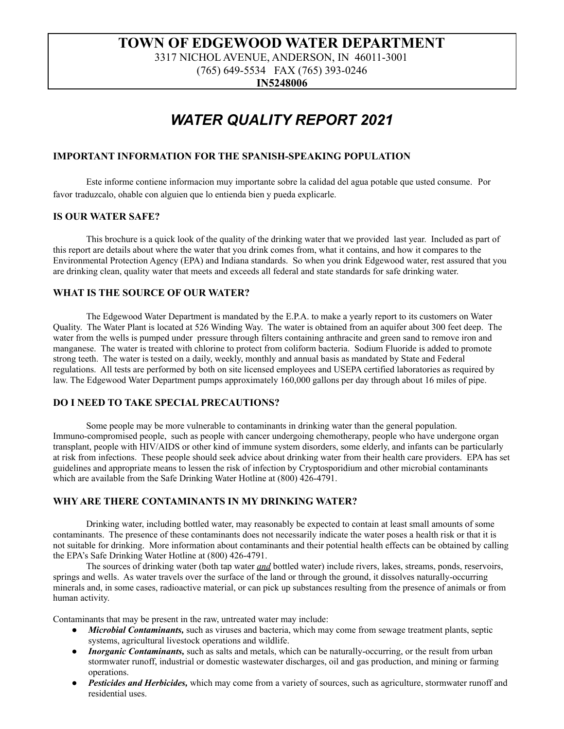# TOWN OF EDGEWOOD WATER DEPARTMENT

3317 NICHOL AVENUE, ANDERSON, IN 46011-3001
(765) 649-5534 FAX (765) 393-0246
**IN5248006**

# *WATER QUALITY REPORT 2021*

### IMPORTANT INFORMATION FOR THE SPANISH-SPEAKING POPULATION

Este informe contiene informacion muy importante sobre la calidad del agua potable que usted consume. Por favor traduzcalo, ohable con alguien que lo entienda bien y pueda explicarle.

### IS OUR WATER SAFE?

This brochure is a quick look of the quality of the drinking water that we provided last year. Included as part of this report are details about where the water that you drink comes from, what it contains, and how it compares to the Environmental Protection Agency (EPA) and Indiana standards. So when you drink Edgewood water, rest assured that you are drinking clean, quality water that meets and exceeds all federal and state standards for safe drinking water.

### WHAT IS THE SOURCE OF OUR WATER?

The Edgewood Water Department is mandated by the E.P.A. to make a yearly report to its customers on Water Quality. The Water Plant is located at 526 Winding Way. The water is obtained from an aquifer about 300 feet deep. The water from the wells is pumped under pressure through filters containing anthracite and green sand to remove iron and manganese. The water is treated with chlorine to protect from coliform bacteria. Sodium Fluoride is added to promote strong teeth. The water is tested on a daily, weekly, monthly and annual basis as mandated by State and Federal regulations. All tests are performed by both on site licensed employees and USEPA certified laboratories as required by law. The Edgewood Water Department pumps approximately 160,000 gallons per day through about 16 miles of pipe.

### DO I NEED TO TAKE SPECIAL PRECAUTIONS?

Some people may be more vulnerable to contaminants in drinking water than the general population. Immuno-compromised people, such as people with cancer undergoing chemotherapy, people who have undergone organ transplant, people with HIV/AIDS or other kind of immune system disorders, some elderly, and infants can be particularly at risk from infections. These people should seek advice about drinking water from their health care providers. EPA has set guidelines and appropriate means to lessen the risk of infection by Cryptosporidium and other microbial contaminants which are available from the Safe Drinking Water Hotline at (800) 426-4791.

### WHY ARE THERE CONTAMINANTS IN MY DRINKING WATER?

Drinking water, including bottled water, may reasonably be expected to contain at least small amounts of some contaminants. The presence of these contaminants does not necessarily indicate the water poses a health risk or that it is not suitable for drinking. More information about contaminants and their potential health effects can be obtained by calling the EPA's Safe Drinking Water Hotline at (800) 426-4791.

The sources of drinking water (both tap water ***and*** bottled water) include rivers, lakes, streams, ponds, reservoirs, springs and wells. As water travels over the surface of the land or through the ground, it dissolves naturally-occurring minerals and, in some cases, radioactive material, or can pick up substances resulting from the presence of animals or from human activity.

Contaminants that may be present in the raw, untreated water may include:

- ***Microbial Contaminants,*** such as viruses and bacteria, which may come from sewage treatment plants, septic systems, agricultural livestock operations and wildlife.
- ***Inorganic Contaminants,*** such as salts and metals, which can be naturally-occurring, or the result from urban stormwater runoff, industrial or domestic wastewater discharges, oil and gas production, and mining or farming operations.
- ***Pesticides and Herbicides,*** which may come from a variety of sources, such as agriculture, stormwater runoff and residential uses.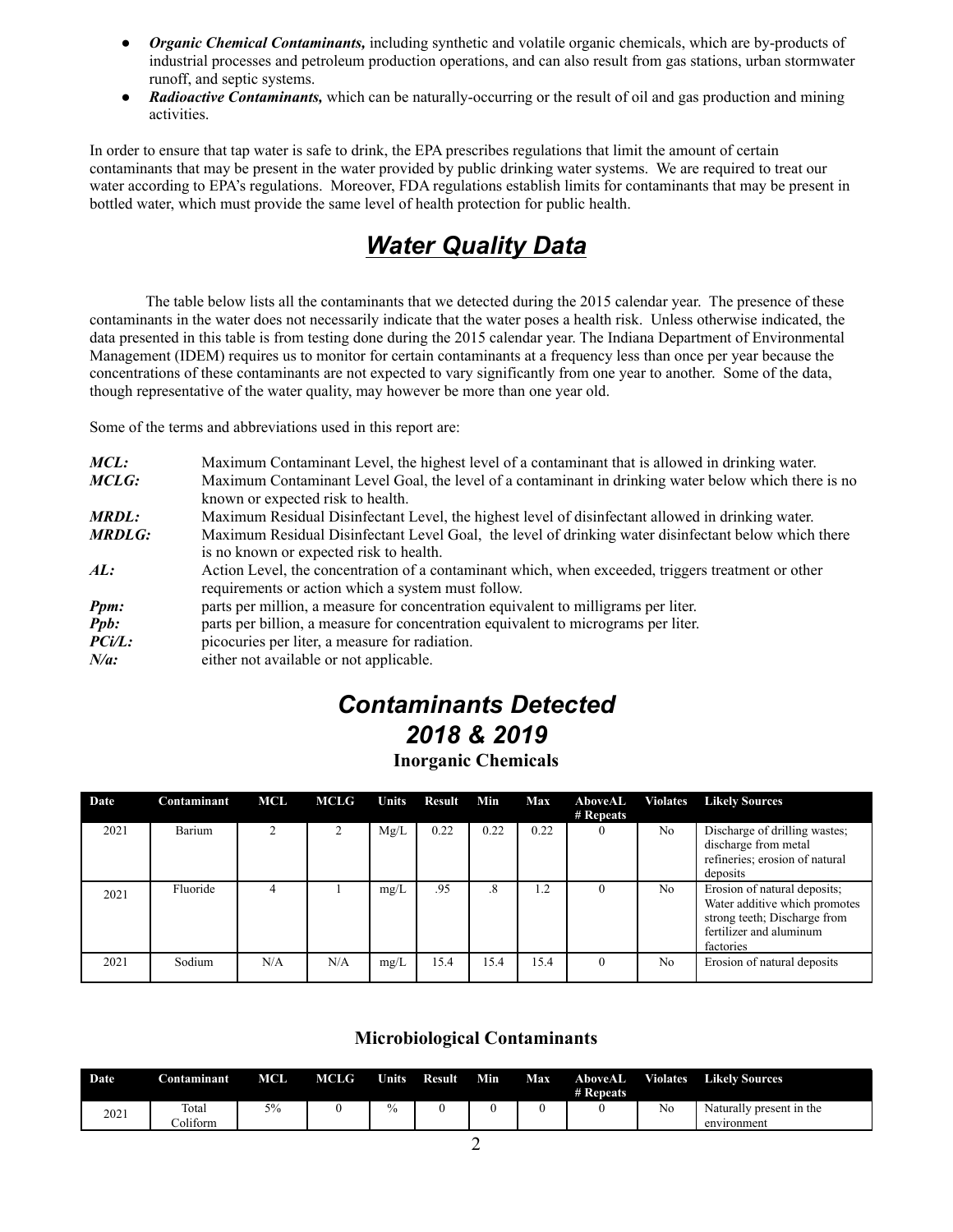- ***Organic Chemical Contaminants,*** including synthetic and volatile organic chemicals, which are by-products of industrial processes and petroleum production operations, and can also result from gas stations, urban stormwater runoff, and septic systems.
- ***Radioactive Contaminants,*** which can be naturally-occurring or the result of oil and gas production and mining activities.

In order to ensure that tap water is safe to drink, the EPA prescribes regulations that limit the amount of certain contaminants that may be present in the water provided by public drinking water systems. We are required to treat our water according to EPA's regulations. Moreover, FDA regulations establish limits for contaminants that may be present in bottled water, which must provide the same level of health protection for public health.

# *Water Quality Data*

The table below lists all the contaminants that we detected during the 2015 calendar year. The presence of these contaminants in the water does not necessarily indicate that the water poses a health risk. Unless otherwise indicated, the data presented in this table is from testing done during the 2015 calendar year. The Indiana Department of Environmental Management (IDEM) requires us to monitor for certain contaminants at a frequency less than once per year because the concentrations of these contaminants are not expected to vary significantly from one year to another. Some of the data, though representative of the water quality, may however be more than one year old.

Some of the terms and abbreviations used in this report are:

***MCL:*** Maximum Contaminant Level, the highest level of a contaminant that is allowed in drinking water.
***MCLG:*** Maximum Contaminant Level Goal, the level of a contaminant in drinking water below which there is no known or expected risk to health.
***MRDL:*** Maximum Residual Disinfectant Level, the highest level of disinfectant allowed in drinking water.
***MRDLG:*** Maximum Residual Disinfectant Level Goal, the level of drinking water disinfectant below which there is no known or expected risk to health.
***AL:*** Action Level, the concentration of a contaminant which, when exceeded, triggers treatment or other requirements or action which a system must follow.
***Ppm:*** parts per million, a measure for concentration equivalent to milligrams per liter.
***Ppb:*** parts per billion, a measure for concentration equivalent to micrograms per liter.
***PCi/L:*** picocuries per liter, a measure for radiation.
***N/a:*** either not available or not applicable.

# *Contaminants Detected 2018 & 2019*

### Inorganic Chemicals

| Date | Contaminant | MCL | MCLG | Units | Result | Min | Max | AboveAL # Repeats | Violates | Likely Sources |
|---|---|---|---|---|---|---|---|---|---|---|
| 2021 | Barium | 2 | 2 | Mg/L | 0.22 | 0.22 | 0.22 | 0 | No | Discharge of drilling wastes; discharge from metal refineries; erosion of natural deposits |
| 2021 | Fluoride | 4 | 1 | mg/L | .95 | .8 | 1.2 | 0 | No | Erosion of natural deposits; Water additive which promotes strong teeth; Discharge from fertilizer and aluminum factories |
| 2021 | Sodium | N/A | N/A | mg/L | 15.4 | 15.4 | 15.4 | 0 | No | Erosion of natural deposits |

### Microbiological Contaminants

| Date | Contaminant | MCL | MCLG | Units | Result | Min | Max | AboveAL # Repeats | Violates | Likely Sources |
|---|---|---|---|---|---|---|---|---|---|---|
| 2021 | Total Coliform | 5% | 0 | % | 0 | 0 | 0 | 0 | No | Naturally present in the environment |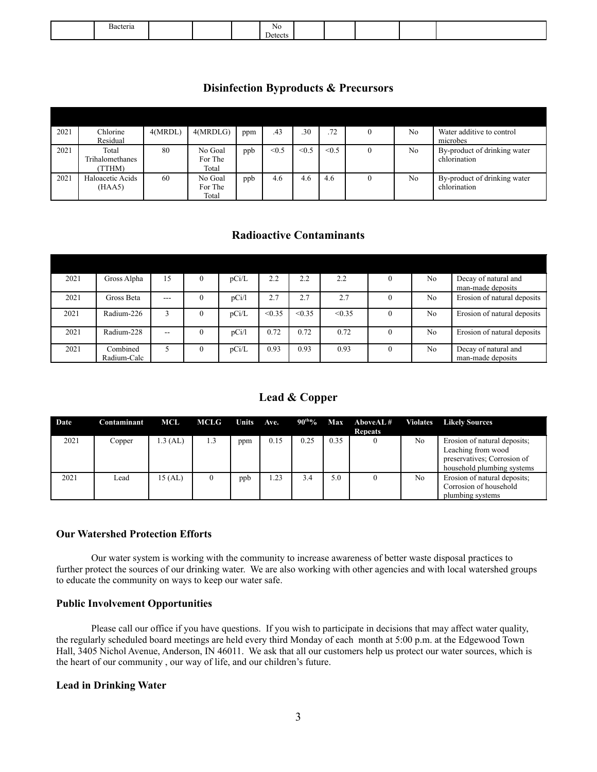| | Bacteria | | | | No Detects | | | | | |
|---|---|---|---|---|---|---|---|---|---|---|

## Disinfection Byproducts & Precursors

| | | | | | | | | | | |
|---|---|---|---|---|---|---|---|---|---|---|
| 2021 | Chlorine Residual | 4(MRDL) | 4(MRDLG) | ppm | .43 | .30 | .72 | 0 | No | Water additive to control microbes |
| 2021 | Total Trihalomethanes (TTHM) | 80 | No Goal For The Total | ppb | <0.5 | <0.5 | <0.5 | 0 | No | By-product of drinking water chlorination |
| 2021 | Haloacetic Acids (HAA5) | 60 | No Goal For The Total | ppb | 4.6 | 4.6 | 4.6 | 0 | No | By-product of drinking water chlorination |

## Radioactive Contaminants

| | | | | | | | | | | |
|---|---|---|---|---|---|---|---|---|---|---|
| 2021 | Gross Alpha | 15 | 0 | pCi/L | 2.2 | 2.2 | 2.2 | 0 | No | Decay of natural and man-made deposits |
| 2021 | Gross Beta | --- | 0 | pCi/l | 2.7 | 2.7 | 2.7 | 0 | No | Erosion of natural deposits |
| 2021 | Radium-226 | 3 | 0 | pCi/L | <0.35 | <0.35 | <0.35 | 0 | No | Erosion of natural deposits |
| 2021 | Radium-228 | -- | 0 | pCi/l | 0.72 | 0.72 | 0.72 | 0 | No | Erosion of natural deposits |
| 2021 | Combined Radium-Calc | 5 | 0 | pCi/L | 0.93 | 0.93 | 0.93 | 0 | No | Decay of natural and man-made deposits |

## Lead & Copper

| Date | Contaminant | MCL | MCLG | Units | Ave. | 90th% | Max | AboveAL # Repeats | Violates | Likely Sources |
|---|---|---|---|---|---|---|---|---|---|---|
| 2021 | Copper | 1.3 (AL) | 1.3 | ppm | 0.15 | 0.25 | 0.35 | 0 | No | Erosion of natural deposits; Leaching from wood preservatives; Corrosion of household plumbing systems |
| 2021 | Lead | 15 (AL) | 0 | ppb | 1.23 | 3.4 | 5.0 | 0 | No | Erosion of natural deposits; Corrosion of household plumbing systems |

### Our Watershed Protection Efforts

Our water system is working with the community to increase awareness of better waste disposal practices to further protect the sources of our drinking water. We are also working with other agencies and with local watershed groups to educate the community on ways to keep our water safe.

### Public Involvement Opportunities

Please call our office if you have questions. If you wish to participate in decisions that may affect water quality, the regularly scheduled board meetings are held every third Monday of each month at 5:00 p.m. at the Edgewood Town Hall, 3405 Nichol Avenue, Anderson, IN 46011. We ask that all our customers help us protect our water sources, which is the heart of our community , our way of life, and our children's future.

### Lead in Drinking Water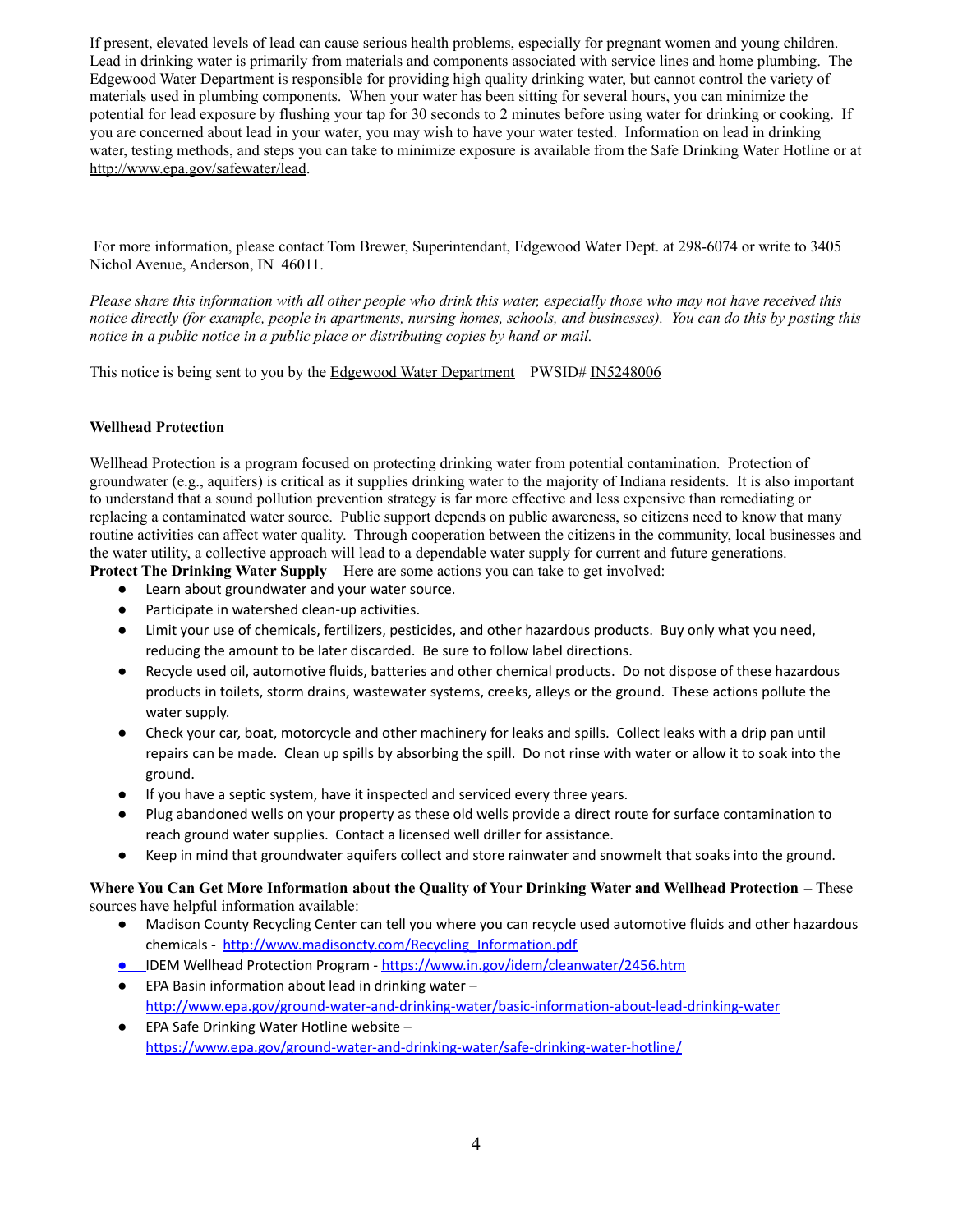If present, elevated levels of lead can cause serious health problems, especially for pregnant women and young children. Lead in drinking water is primarily from materials and components associated with service lines and home plumbing. The Edgewood Water Department is responsible for providing high quality drinking water, but cannot control the variety of materials used in plumbing components. When your water has been sitting for several hours, you can minimize the potential for lead exposure by flushing your tap for 30 seconds to 2 minutes before using water for drinking or cooking. If you are concerned about lead in your water, you may wish to have your water tested. Information on lead in drinking water, testing methods, and steps you can take to minimize exposure is available from the Safe Drinking Water Hotline or at http://www.epa.gov/safewater/lead.

For more information, please contact Tom Brewer, Superintendant, Edgewood Water Dept. at 298-6074 or write to 3405 Nichol Avenue, Anderson, IN 46011.

*Please share this information with all other people who drink this water, especially those who may not have received this notice directly (for example, people in apartments, nursing homes, schools, and businesses). You can do this by posting this notice in a public notice in a public place or distributing copies by hand or mail.*

This notice is being sent to you by the Edgewood Water Department PWSID# IN5248006

**Wellhead Protection**

Wellhead Protection is a program focused on protecting drinking water from potential contamination. Protection of groundwater (e.g., aquifers) is critical as it supplies drinking water to the majority of Indiana residents. It is also important to understand that a sound pollution prevention strategy is far more effective and less expensive than remediating or replacing a contaminated water source. Public support depends on public awareness, so citizens need to know that many routine activities can affect water quality. Through cooperation between the citizens in the community, local businesses and the water utility, a collective approach will lead to a dependable water supply for current and future generations.

**Protect The Drinking Water Supply** – Here are some actions you can take to get involved:

- Learn about groundwater and your water source.
- Participate in watershed clean-up activities.
- Limit your use of chemicals, fertilizers, pesticides, and other hazardous products. Buy only what you need, reducing the amount to be later discarded. Be sure to follow label directions.
- Recycle used oil, automotive fluids, batteries and other chemical products. Do not dispose of these hazardous products in toilets, storm drains, wastewater systems, creeks, alleys or the ground. These actions pollute the water supply.
- Check your car, boat, motorcycle and other machinery for leaks and spills. Collect leaks with a drip pan until repairs can be made. Clean up spills by absorbing the spill. Do not rinse with water or allow it to soak into the ground.
- If you have a septic system, have it inspected and serviced every three years.
- Plug abandoned wells on your property as these old wells provide a direct route for surface contamination to reach ground water supplies. Contact a licensed well driller for assistance.
- Keep in mind that groundwater aquifers collect and store rainwater and snowmelt that soaks into the ground.

**Where You Can Get More Information about the Quality of Your Drinking Water and Wellhead Protection** – These sources have helpful information available:

- Madison County Recycling Center can tell you where you can recycle used automotive fluids and other hazardous chemicals - http://www.madisoncty.com/Recycling_Information.pdf
- IDEM Wellhead Protection Program - https://www.in.gov/idem/cleanwater/2456.htm
- EPA Basin information about lead in drinking water – http://www.epa.gov/ground-water-and-drinking-water/basic-information-about-lead-drinking-water
- EPA Safe Drinking Water Hotline website – https://www.epa.gov/ground-water-and-drinking-water/safe-drinking-water-hotline/